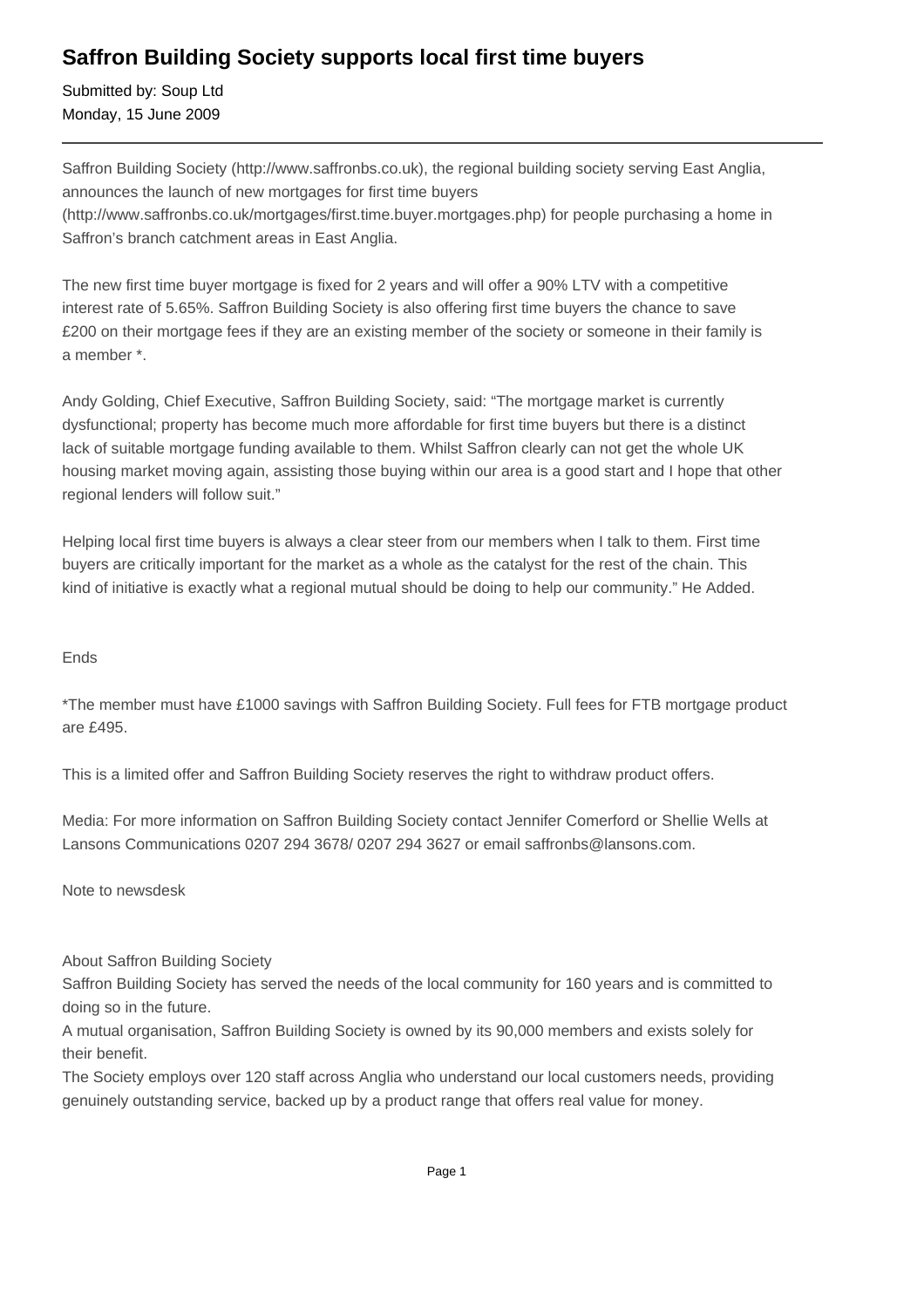# Saffron Building Society supports local first time buyers

Submitted by: Soup Ltd
Monday, 15 June 2009

---

Saffron Building Society (http://www.saffronbs.co.uk), the regional building society serving East Anglia, announces the launch of new mortgages for first time buyers (http://www.saffronbs.co.uk/mortgages/first.time.buyer.mortgages.php) for people purchasing a home in Saffron's branch catchment areas in East Anglia.

The new first time buyer mortgage is fixed for 2 years and will offer a 90% LTV with a competitive interest rate of 5.65%. Saffron Building Society is also offering first time buyers the chance to save £200 on their mortgage fees if they are an existing member of the society or someone in their family is a member *.

Andy Golding, Chief Executive, Saffron Building Society, said: "The mortgage market is currently dysfunctional; property has become much more affordable for first time buyers but there is a distinct lack of suitable mortgage funding available to them. Whilst Saffron clearly can not get the whole UK housing market moving again, assisting those buying within our area is a good start and I hope that other regional lenders will follow suit."

Helping local first time buyers is always a clear steer from our members when I talk to them. First time buyers are critically important for the market as a whole as the catalyst for the rest of the chain. This kind of initiative is exactly what a regional mutual should be doing to help our community." He Added.

Ends

*The member must have £1000 savings with Saffron Building Society. Full fees for FTB mortgage product are £495.

This is a limited offer and Saffron Building Society reserves the right to withdraw product offers.

Media: For more information on Saffron Building Society contact Jennifer Comerford or Shellie Wells at Lansons Communications 0207 294 3678/ 0207 294 3627 or email saffronbs@lansons.com.

Note to newsdesk

About Saffron Building Society
Saffron Building Society has served the needs of the local community for 160 years and is committed to doing so in the future.
A mutual organisation, Saffron Building Society is owned by its 90,000 members and exists solely for their benefit.
The Society employs over 120 staff across Anglia who understand our local customers needs, providing genuinely outstanding service, backed up by a product range that offers real value for money.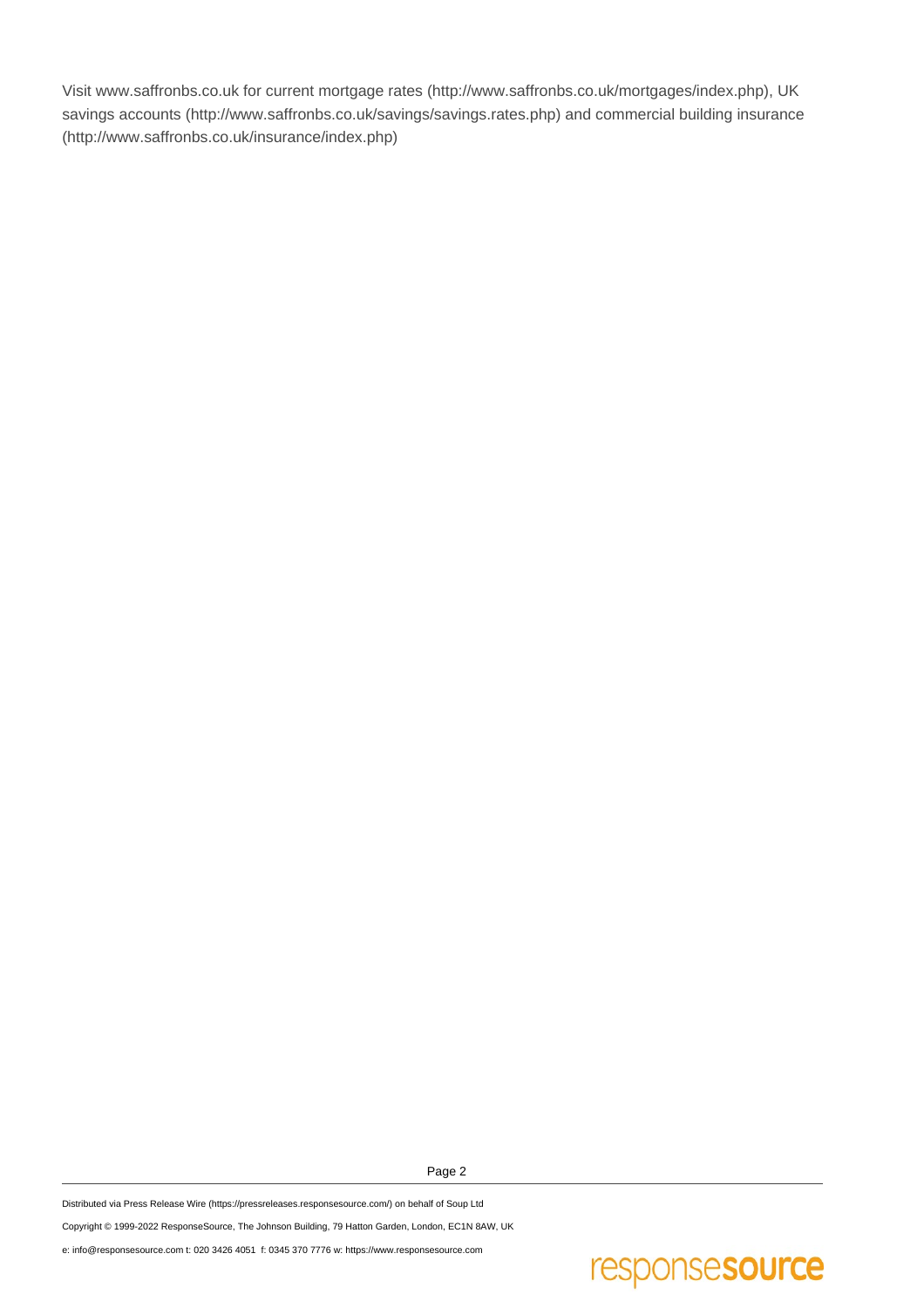Visit www.saffronbs.co.uk for current mortgage rates (http://www.saffronbs.co.uk/mortgages/index.php), UK savings accounts (http://www.saffronbs.co.uk/savings/savings.rates.php) and commercial building insurance (http://www.saffronbs.co.uk/insurance/index.php)